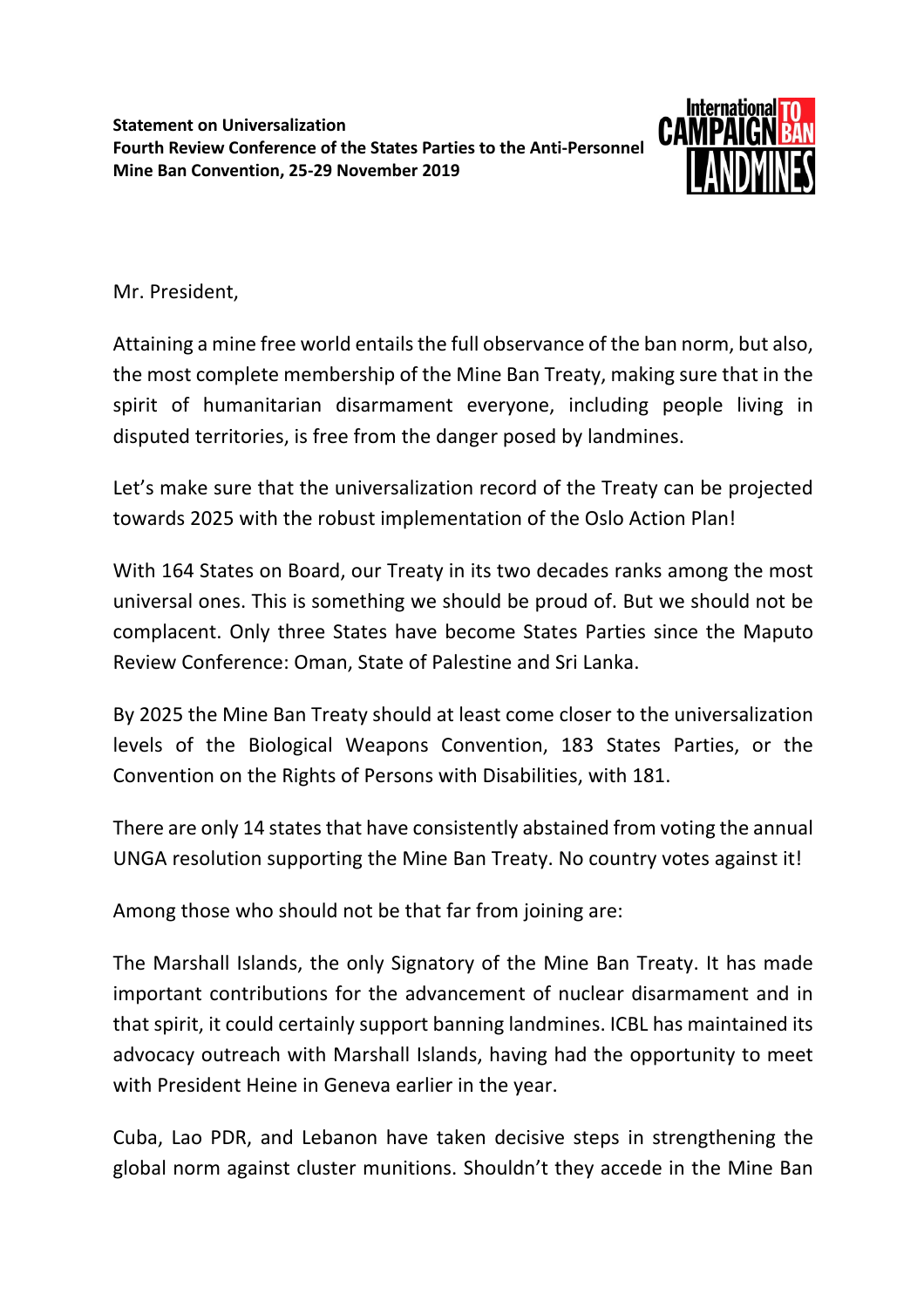**Statement on Universalization**
**Fourth Review Conference of the States Parties to the Anti-Personnel Mine Ban Convention, 25-29 November 2019**

Mr. President,

Attaining a mine free world entails the full observance of the ban norm, but also, the most complete membership of the Mine Ban Treaty, making sure that in the spirit of humanitarian disarmament everyone, including people living in disputed territories, is free from the danger posed by landmines.

Let's make sure that the universalization record of the Treaty can be projected towards 2025 with the robust implementation of the Oslo Action Plan!

With 164 States on Board, our Treaty in its two decades ranks among the most universal ones. This is something we should be proud of. But we should not be complacent. Only three States have become States Parties since the Maputo Review Conference: Oman, State of Palestine and Sri Lanka.

By 2025 the Mine Ban Treaty should at least come closer to the universalization levels of the Biological Weapons Convention, 183 States Parties, or the Convention on the Rights of Persons with Disabilities, with 181.

There are only 14 states that have consistently abstained from voting the annual UNGA resolution supporting the Mine Ban Treaty. No country votes against it!

Among those who should not be that far from joining are:

The Marshall Islands, the only Signatory of the Mine Ban Treaty. It has made important contributions for the advancement of nuclear disarmament and in that spirit, it could certainly support banning landmines. ICBL has maintained its advocacy outreach with Marshall Islands, having had the opportunity to meet with President Heine in Geneva earlier in the year.

Cuba, Lao PDR, and Lebanon have taken decisive steps in strengthening the global norm against cluster munitions. Shouldn't they accede in the Mine Ban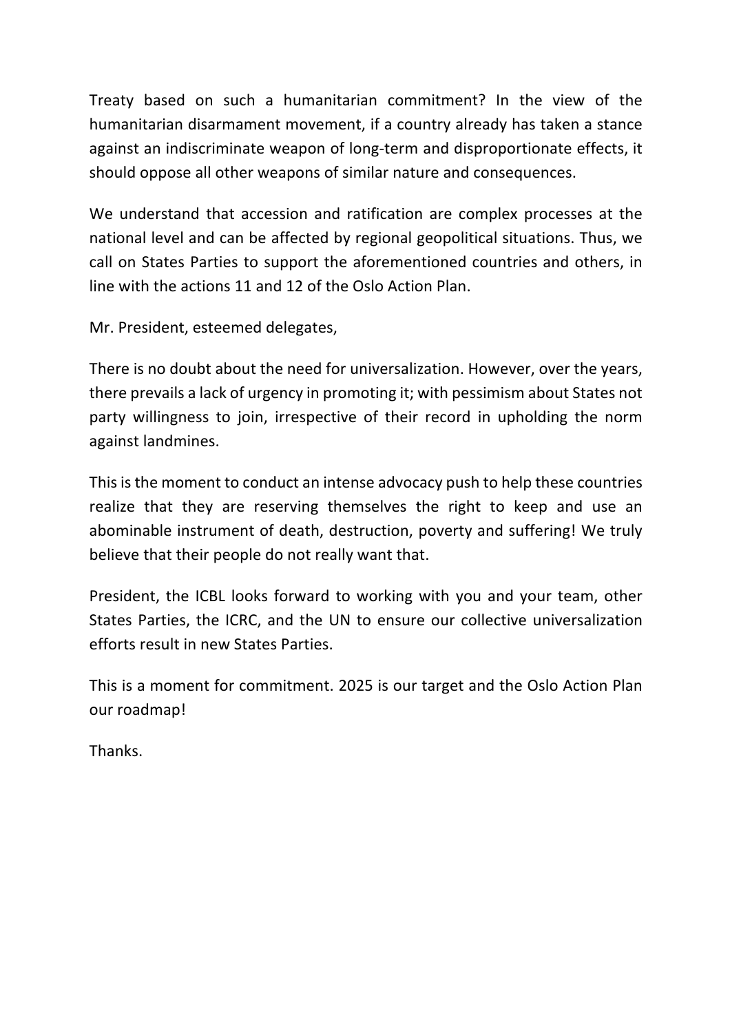Treaty based on such a humanitarian commitment? In the view of the humanitarian disarmament movement, if a country already has taken a stance against an indiscriminate weapon of long-term and disproportionate effects, it should oppose all other weapons of similar nature and consequences.

We understand that accession and ratification are complex processes at the national level and can be affected by regional geopolitical situations. Thus, we call on States Parties to support the aforementioned countries and others, in line with the actions 11 and 12 of the Oslo Action Plan.

Mr. President, esteemed delegates,

There is no doubt about the need for universalization. However, over the years, there prevails a lack of urgency in promoting it; with pessimism about States not party willingness to join, irrespective of their record in upholding the norm against landmines.

This is the moment to conduct an intense advocacy push to help these countries realize that they are reserving themselves the right to keep and use an abominable instrument of death, destruction, poverty and suffering! We truly believe that their people do not really want that.

President, the ICBL looks forward to working with you and your team, other States Parties, the ICRC, and the UN to ensure our collective universalization efforts result in new States Parties.

This is a moment for commitment. 2025 is our target and the Oslo Action Plan our roadmap!

Thanks.